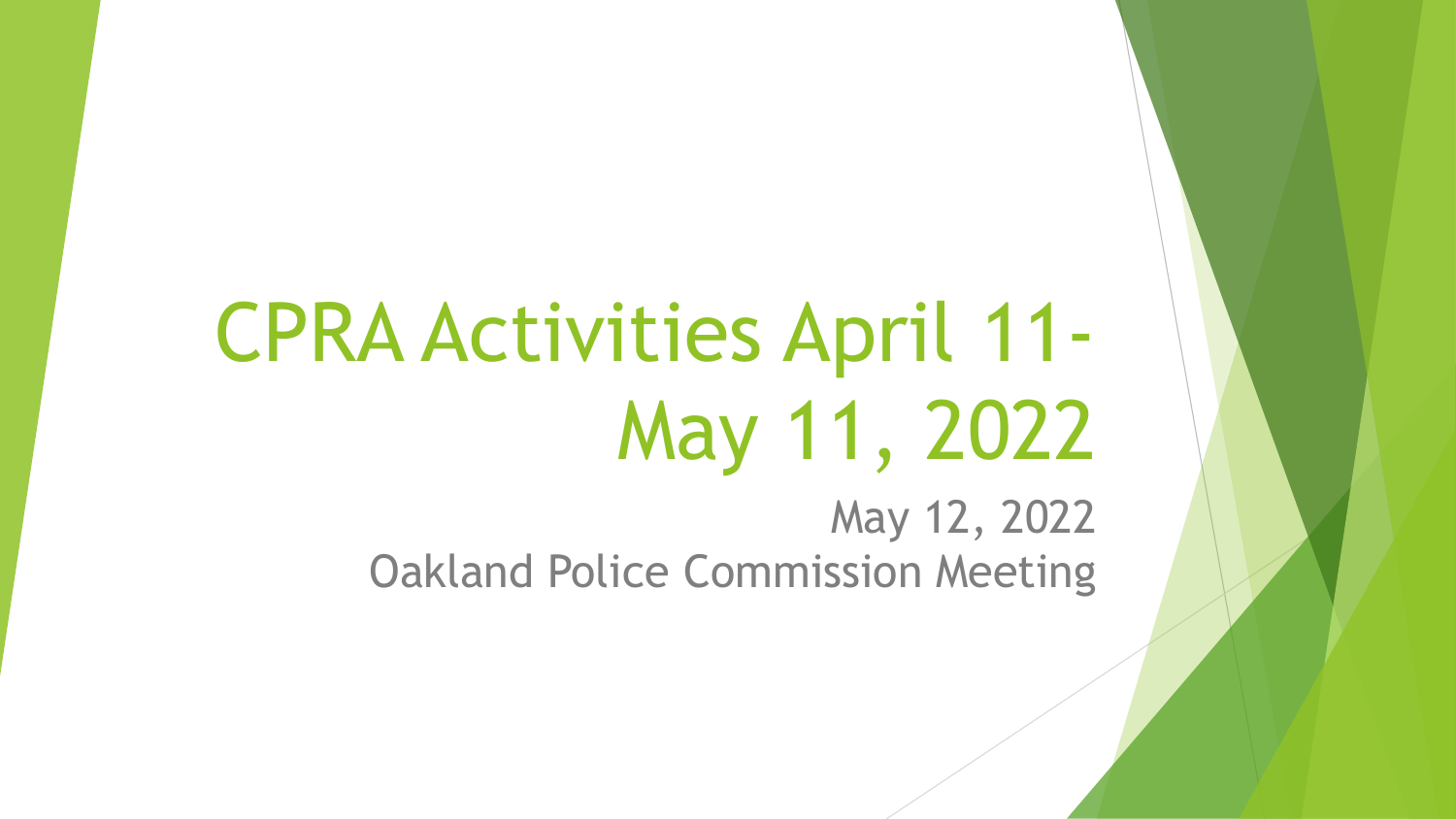# CPRA Activities April 11-May 11, 2022

May 12, 2022
Oakland Police Commission Meeting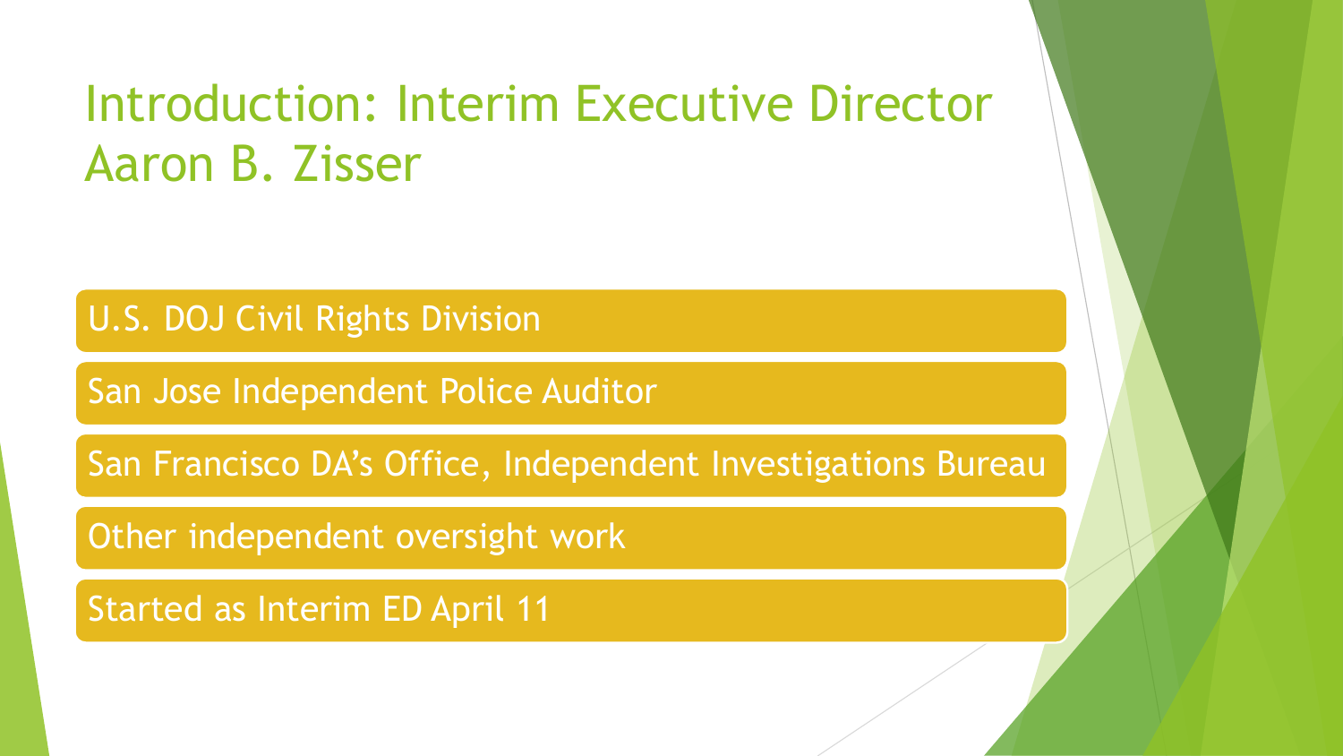# Introduction: Interim Executive Director Aaron B. Zisser

- U.S. DOJ Civil Rights Division
- San Jose Independent Police Auditor
- San Francisco DA's Office, Independent Investigations Bureau
- Other independent oversight work
- Started as Interim ED April 11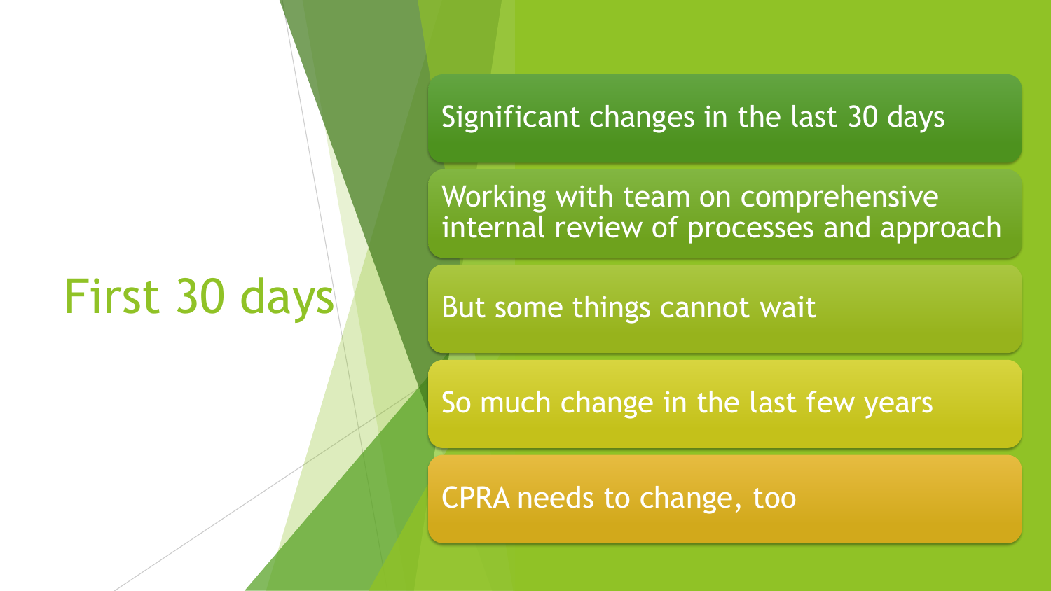# First 30 days

- Significant changes in the last 30 days
- Working with team on comprehensive internal review of processes and approach
- But some things cannot wait
- So much change in the last few years
- CPRA needs to change, too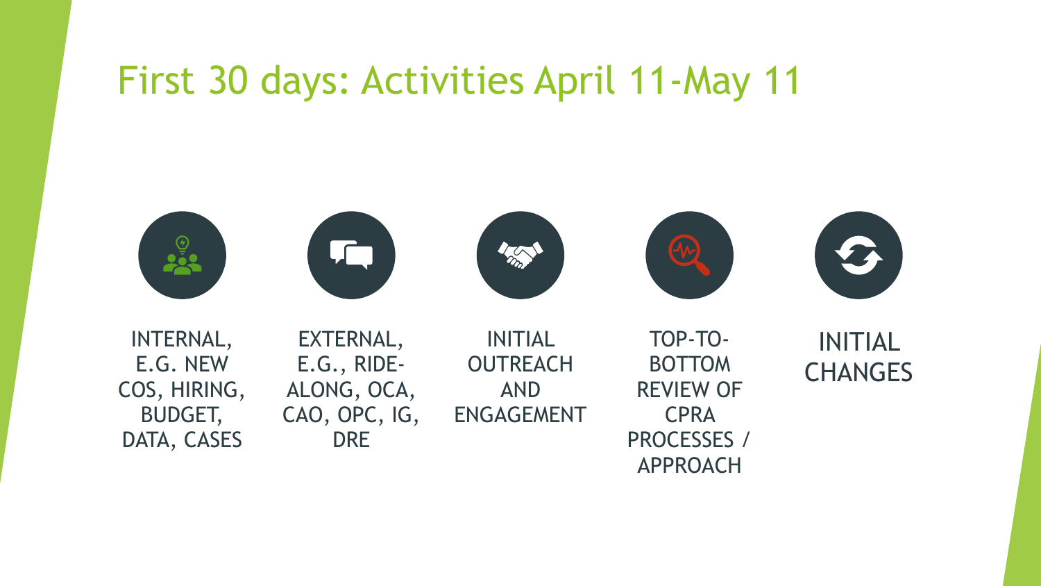# First 30 days: Activities April 11-May 11

- INTERNAL, E.G. NEW COS, HIRING, BUDGET, DATA, CASES
- EXTERNAL, E.G., RIDE-ALONG, OCA, CAO, OPC, IG, DRE
- INITIAL OUTREACH AND ENGAGEMENT
- TOP-TO-BOTTOM REVIEW OF CPRA PROCESSES / APPROACH
- INITIAL CHANGES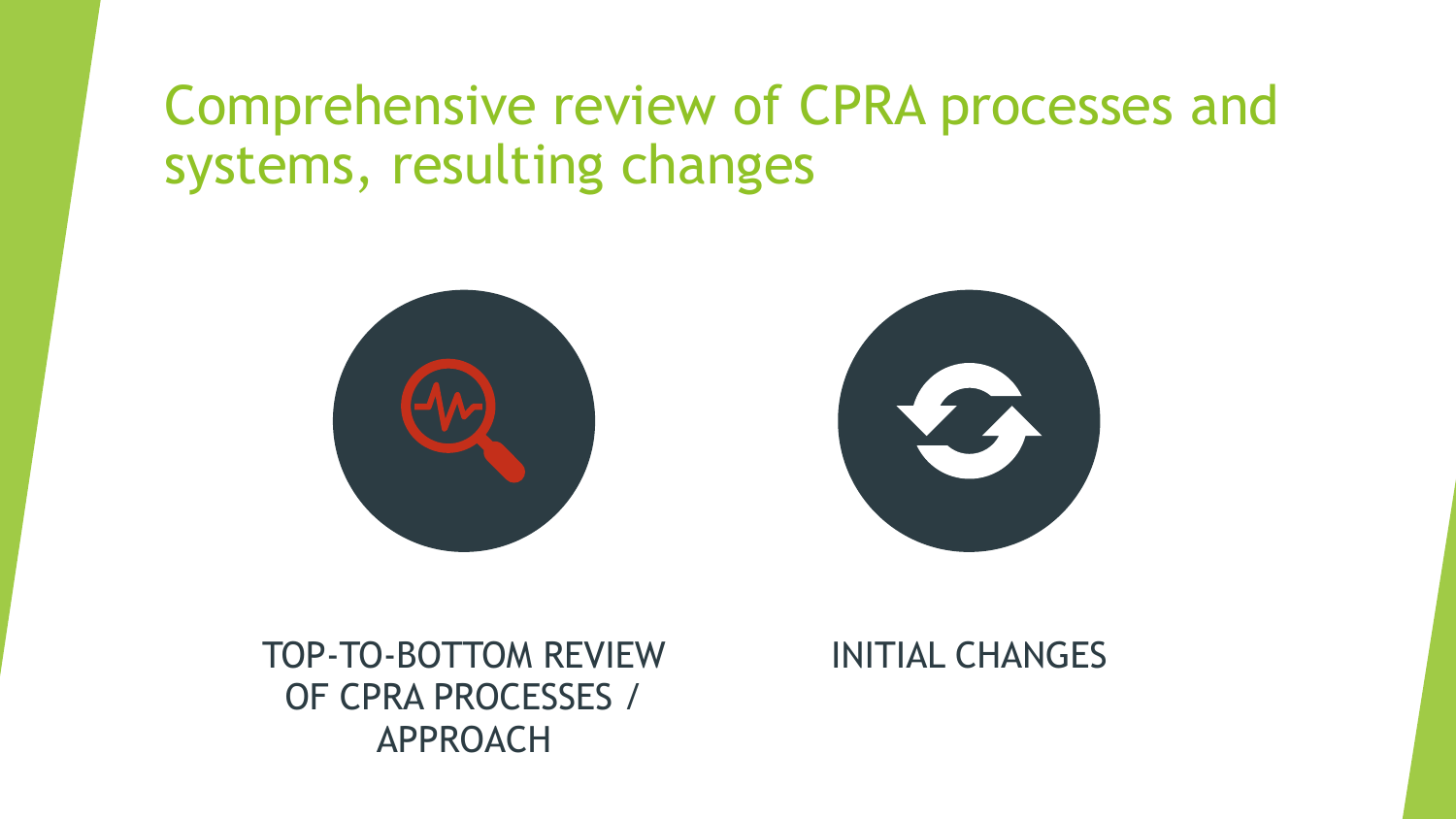# Comprehensive review of CPRA processes and systems, resulting changes

TOP-TO-BOTTOM REVIEW OF CPRA PROCESSES / APPROACH

INITIAL CHANGES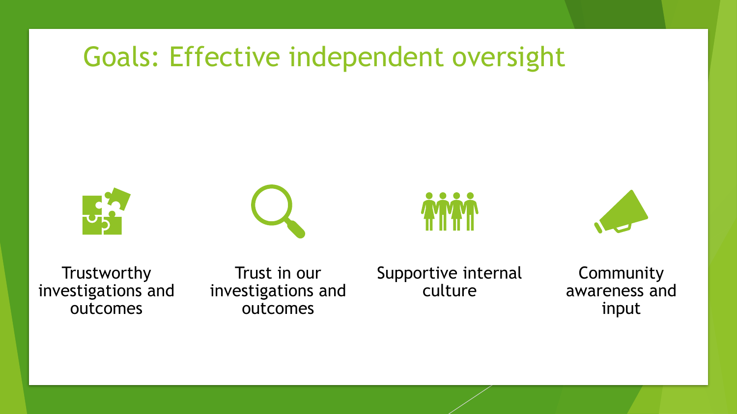# Goals: Effective independent oversight

- Trustworthy investigations and outcomes
- Trust in our investigations and outcomes
- Supportive internal culture
- Community awareness and input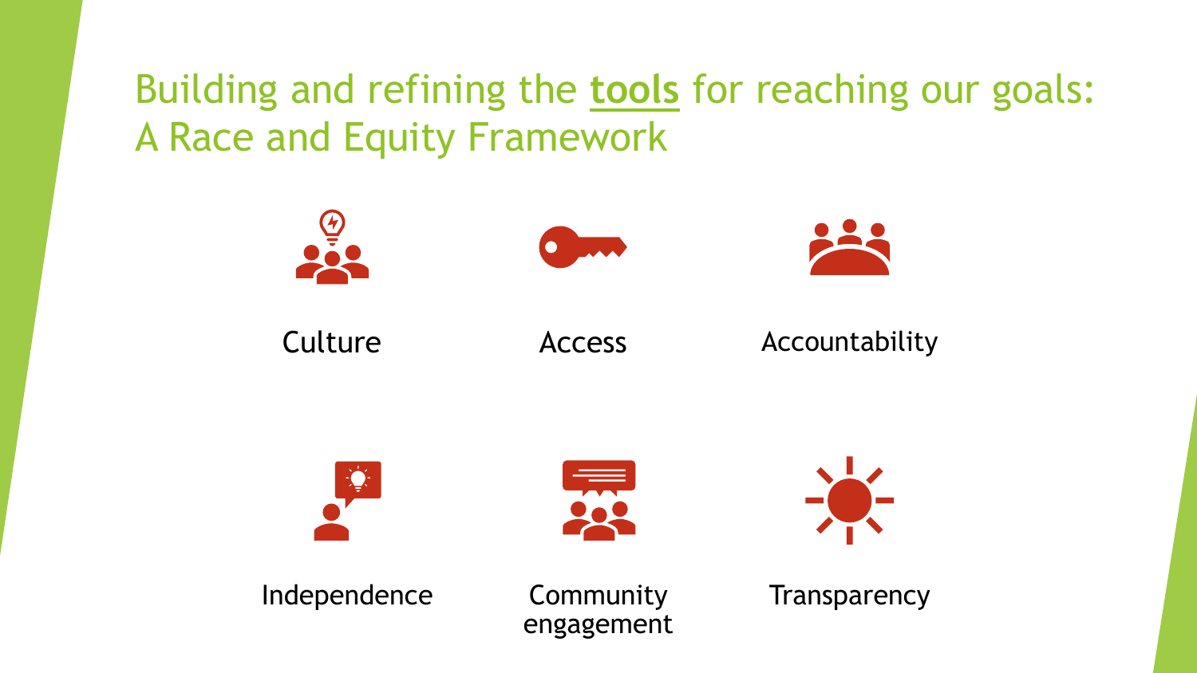# Building and refining the **tools** for reaching our goals: A Race and Equity Framework

- Culture
- Access
- Accountability
- Independence
- Community engagement
- Transparency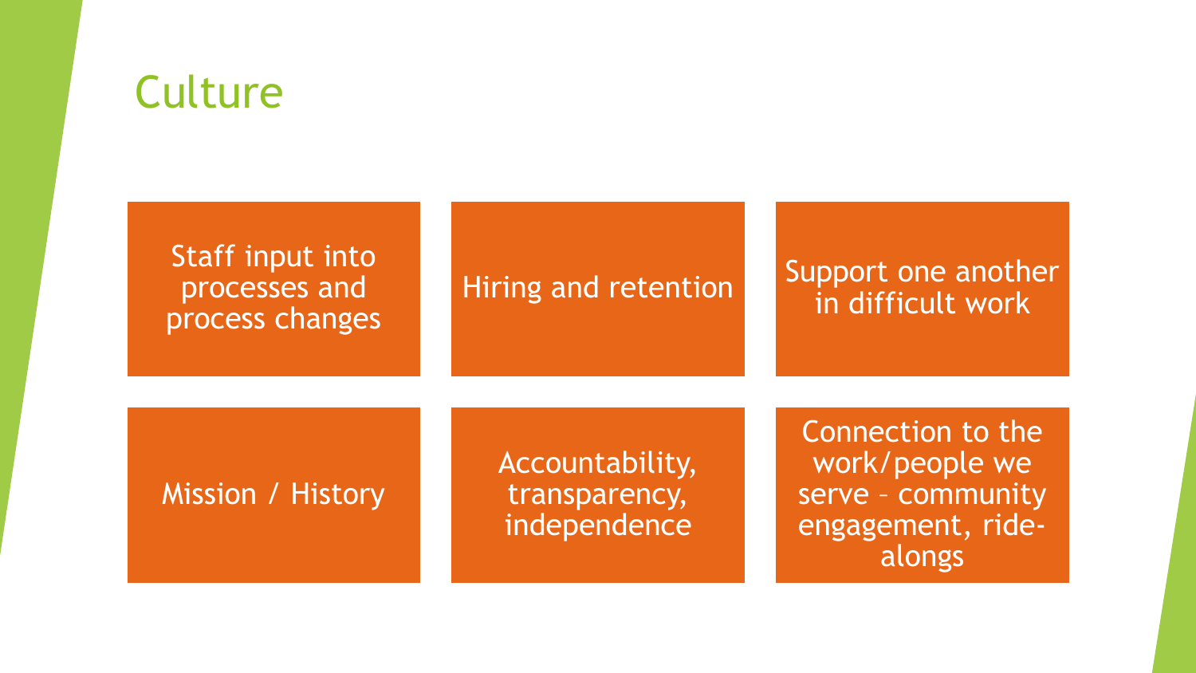# Culture

- Staff input into processes and process changes
- Hiring and retention
- Support one another in difficult work
- Mission / History
- Accountability, transparency, independence
- Connection to the work/people we serve – community engagement, ride-alongs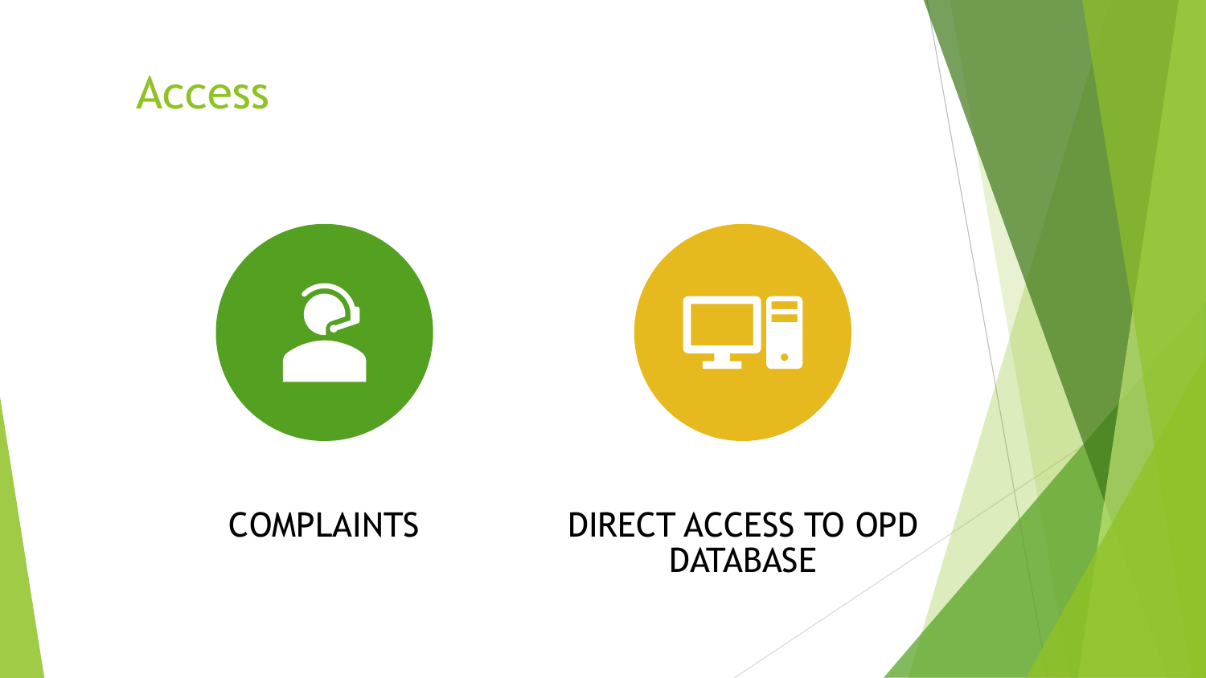# Access

COMPLAINTS

DIRECT ACCESS TO OPD DATABASE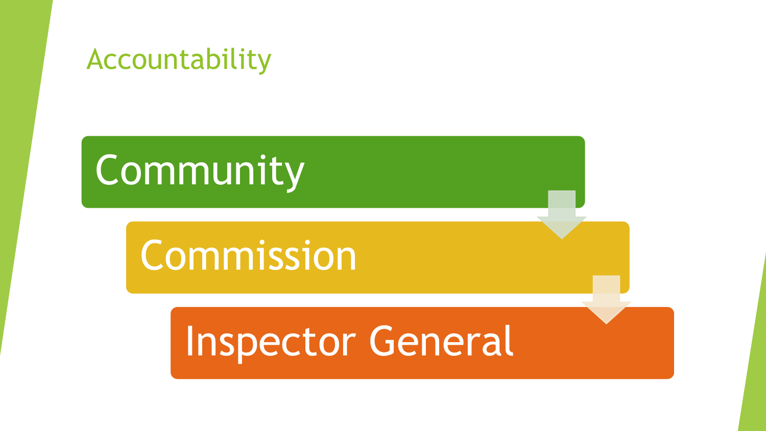# Accountability

- Community
- Commission
- Inspector General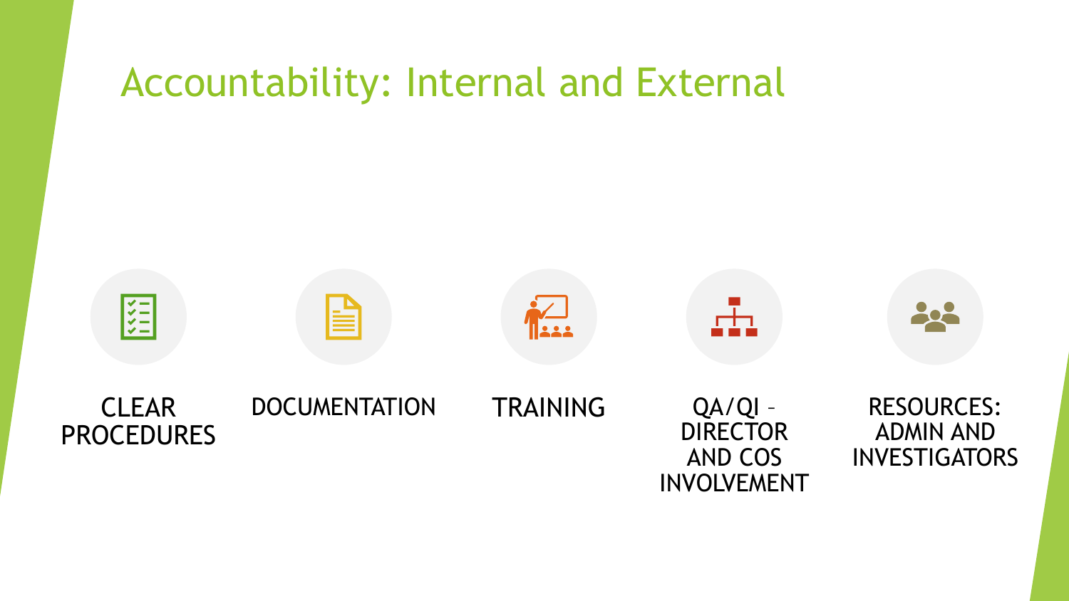# Accountability: Internal and External

- CLEAR PROCEDURES
- DOCUMENTATION
- TRAINING
- QA/QI – DIRECTOR AND COS INVOLVEMENT
- RESOURCES: ADMIN AND INVESTIGATORS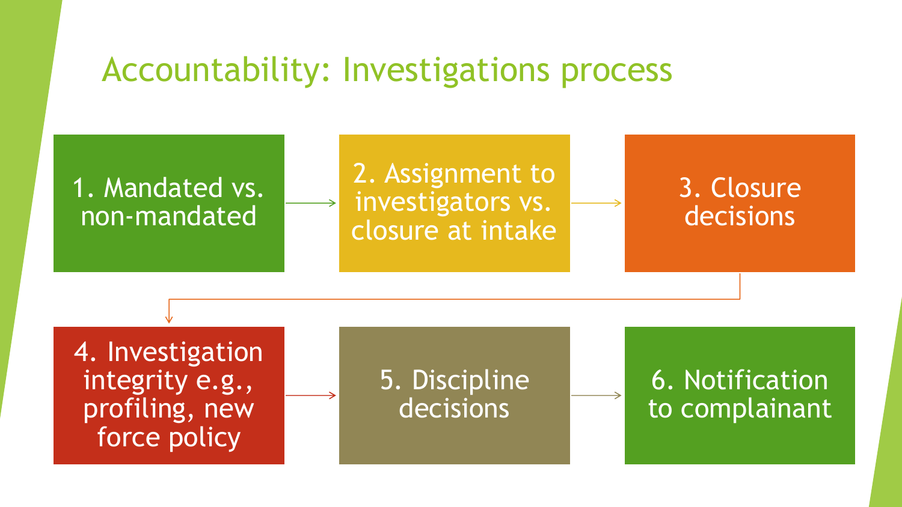# Accountability: Investigations process

1. Mandated vs. non-mandated
2. Assignment to investigators vs. closure at intake
3. Closure decisions
4. Investigation integrity e.g., profiling, new force policy
5. Discipline decisions
6. Notification to complainant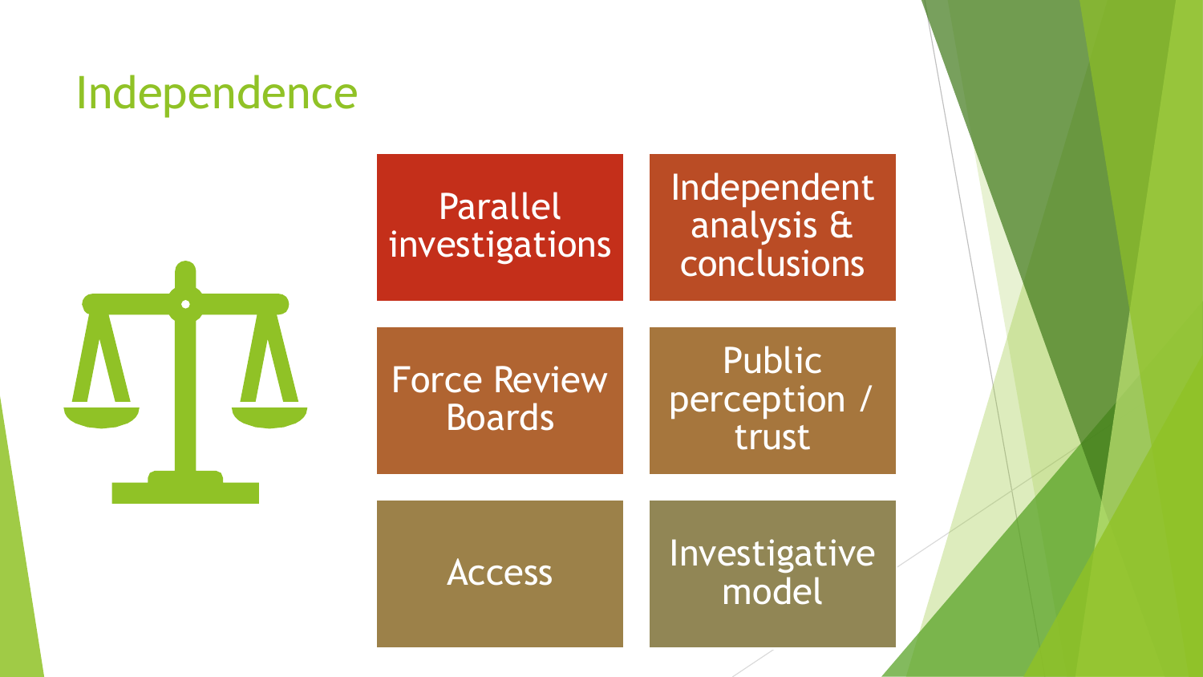# Independence

- Parallel investigations
- Independent analysis & conclusions
- Force Review Boards
- Public perception / trust
- Access
- Investigative model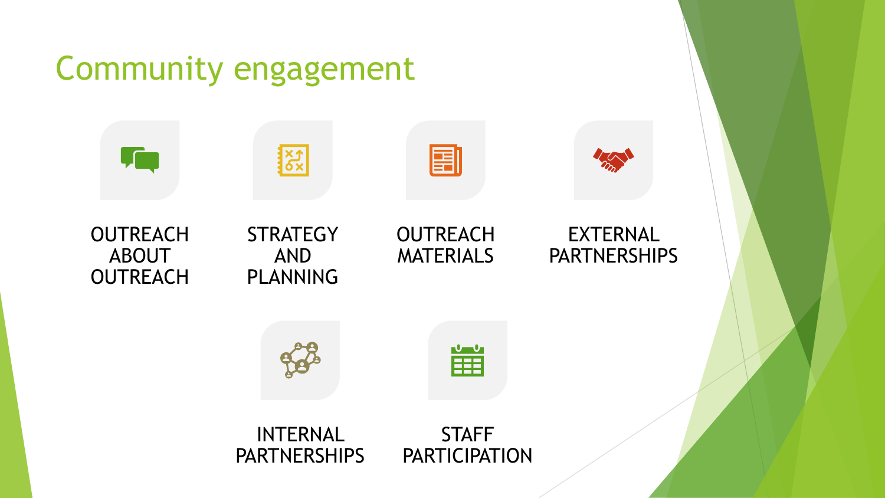# Community engagement

- OUTREACH ABOUT OUTREACH
- STRATEGY AND PLANNING
- OUTREACH MATERIALS
- EXTERNAL PARTNERSHIPS
- INTERNAL PARTNERSHIPS
- STAFF PARTICIPATION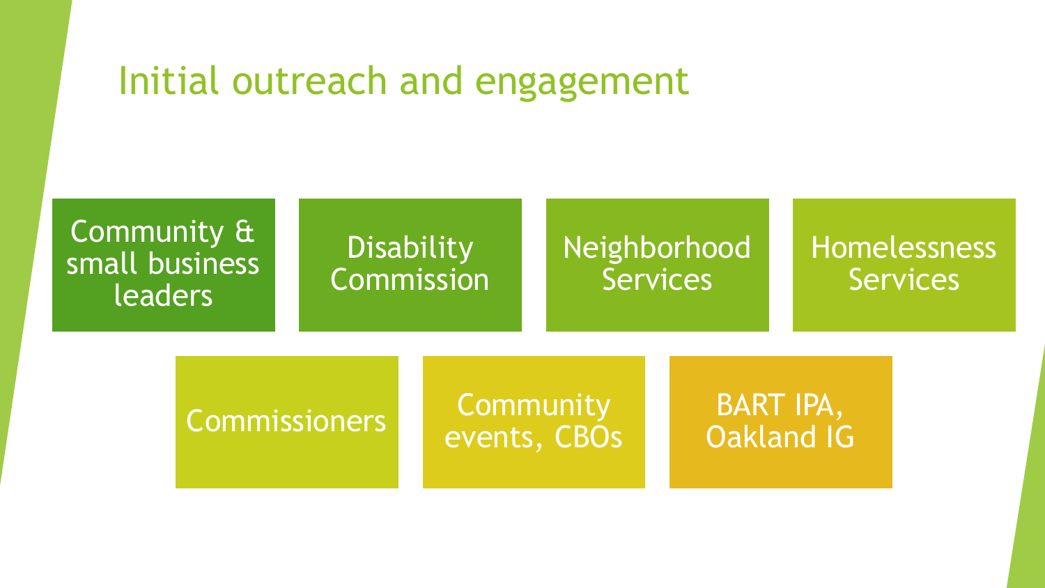# Initial outreach and engagement

- Community & small business leaders
- Disability Commission
- Neighborhood Services
- Homelessness Services
- Commissioners
- Community events, CBOs
- BART IPA, Oakland IG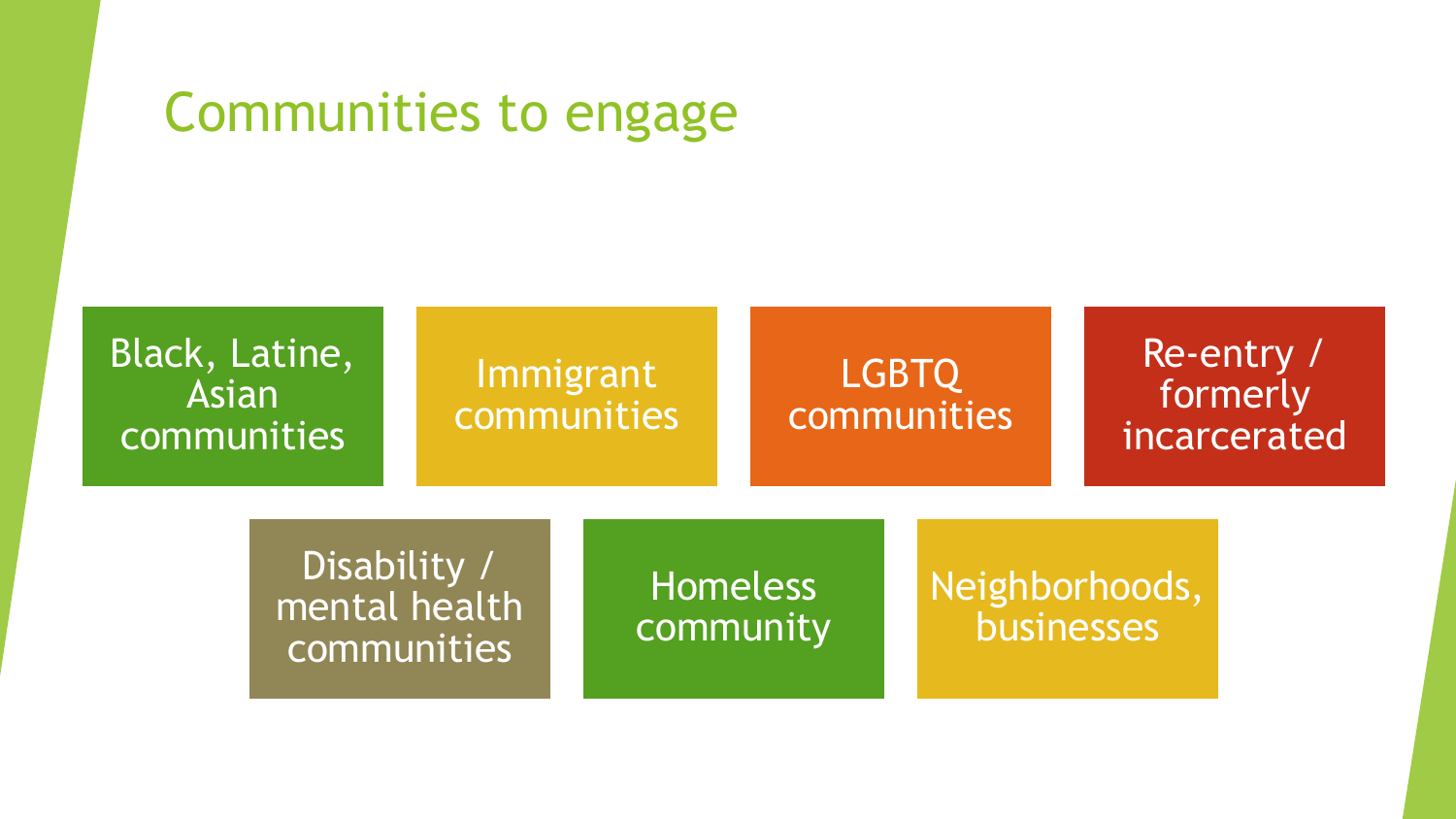# Communities to engage

- Black, Latine, Asian communities
- Immigrant communities
- LGBTQ communities
- Re-entry / formerly incarcerated
- Disability / mental health communities
- Homeless community
- Neighborhoods, businesses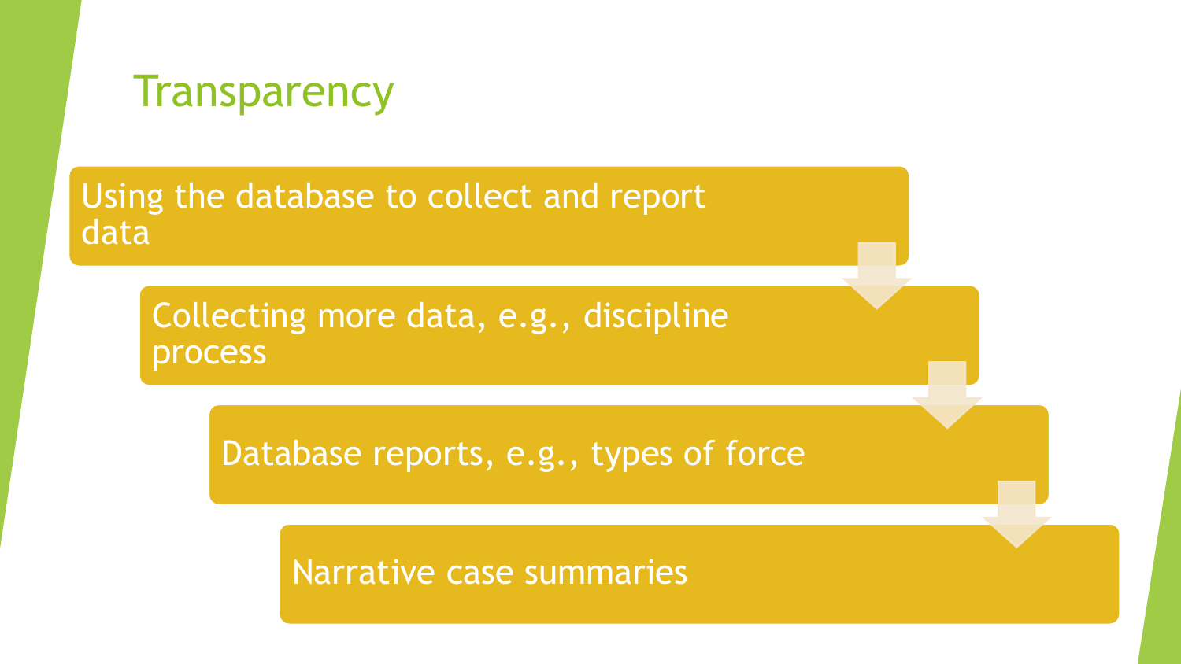# Transparency

- Using the database to collect and report data
- Collecting more data, e.g., discipline process
- Database reports, e.g., types of force
- Narrative case summaries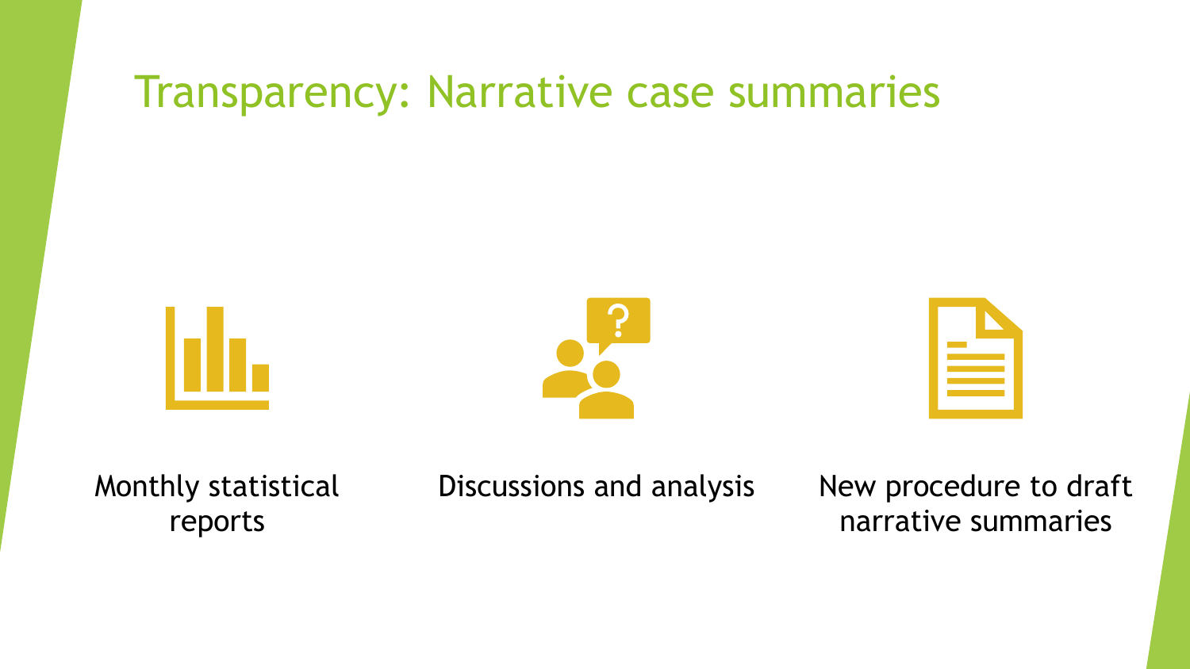# Transparency: Narrative case summaries

- Monthly statistical reports
- Discussions and analysis
- New procedure to draft narrative summaries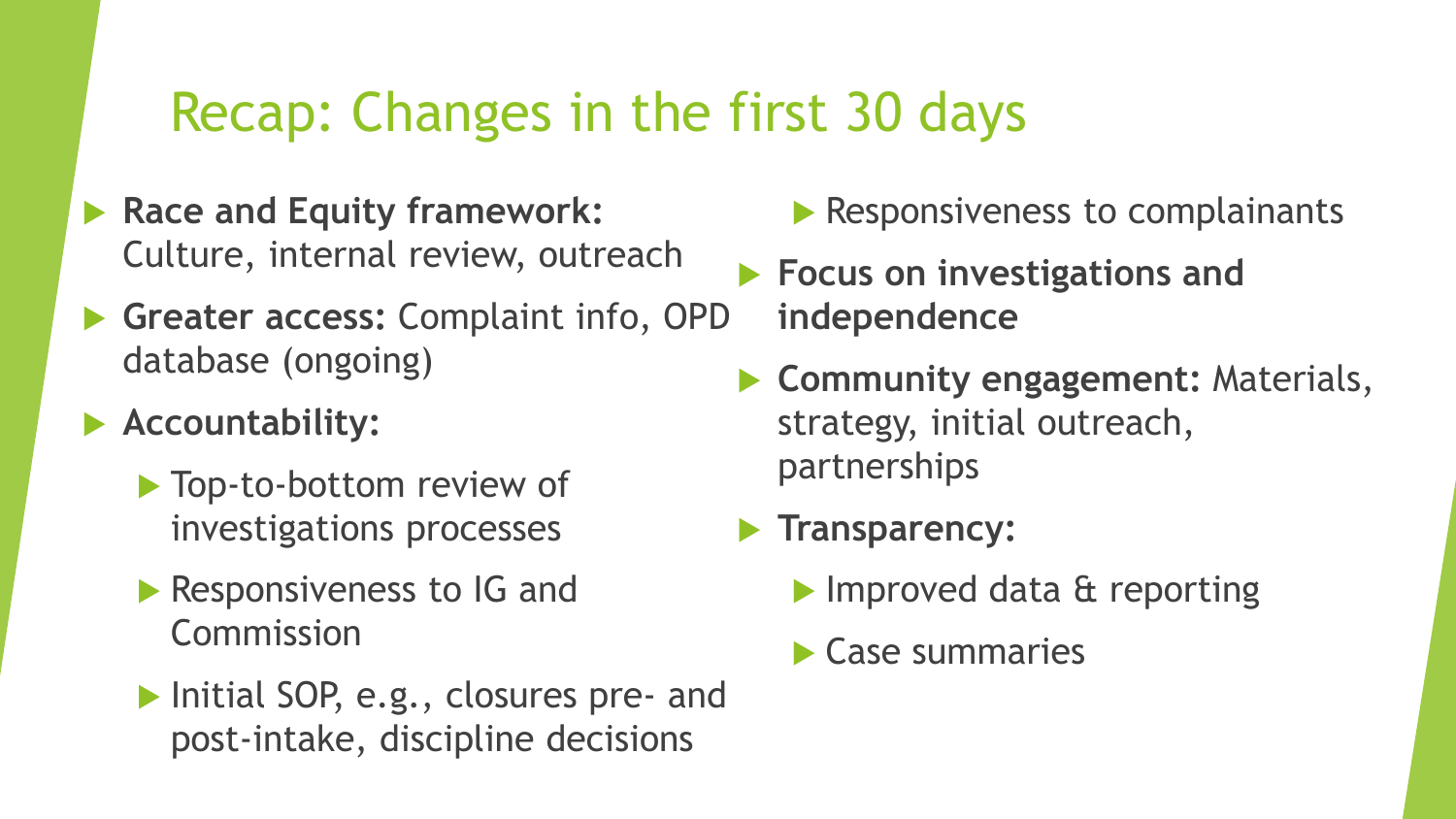# Recap: Changes in the first 30 days

- **Race and Equity framework:** Culture, internal review, outreach
- **Greater access:** Complaint info, OPD database (ongoing)
- **Accountability:**
  - Top-to-bottom review of investigations processes
  - Responsiveness to IG and Commission
  - Initial SOP, e.g., closures pre- and post-intake, discipline decisions
  - Responsiveness to complainants
- **Focus on investigations and independence**
- **Community engagement:** Materials, strategy, initial outreach, partnerships
- **Transparency:**
  - Improved data & reporting
  - Case summaries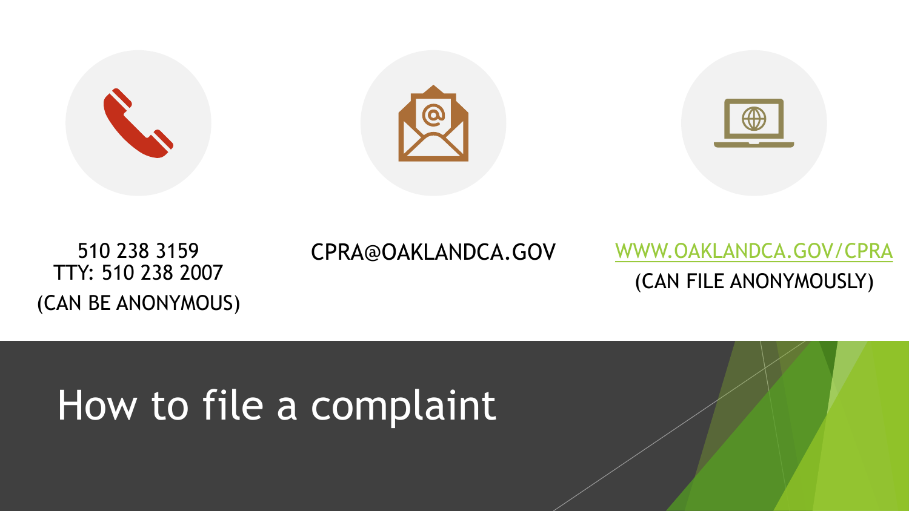# How to file a complaint

510 238 3159
TTY: 510 238 2007
(CAN BE ANONYMOUS)

CPRA@OAKLANDCA.GOV

WWW.OAKLANDCA.GOV/CPRA
(CAN FILE ANONYMOUSLY)